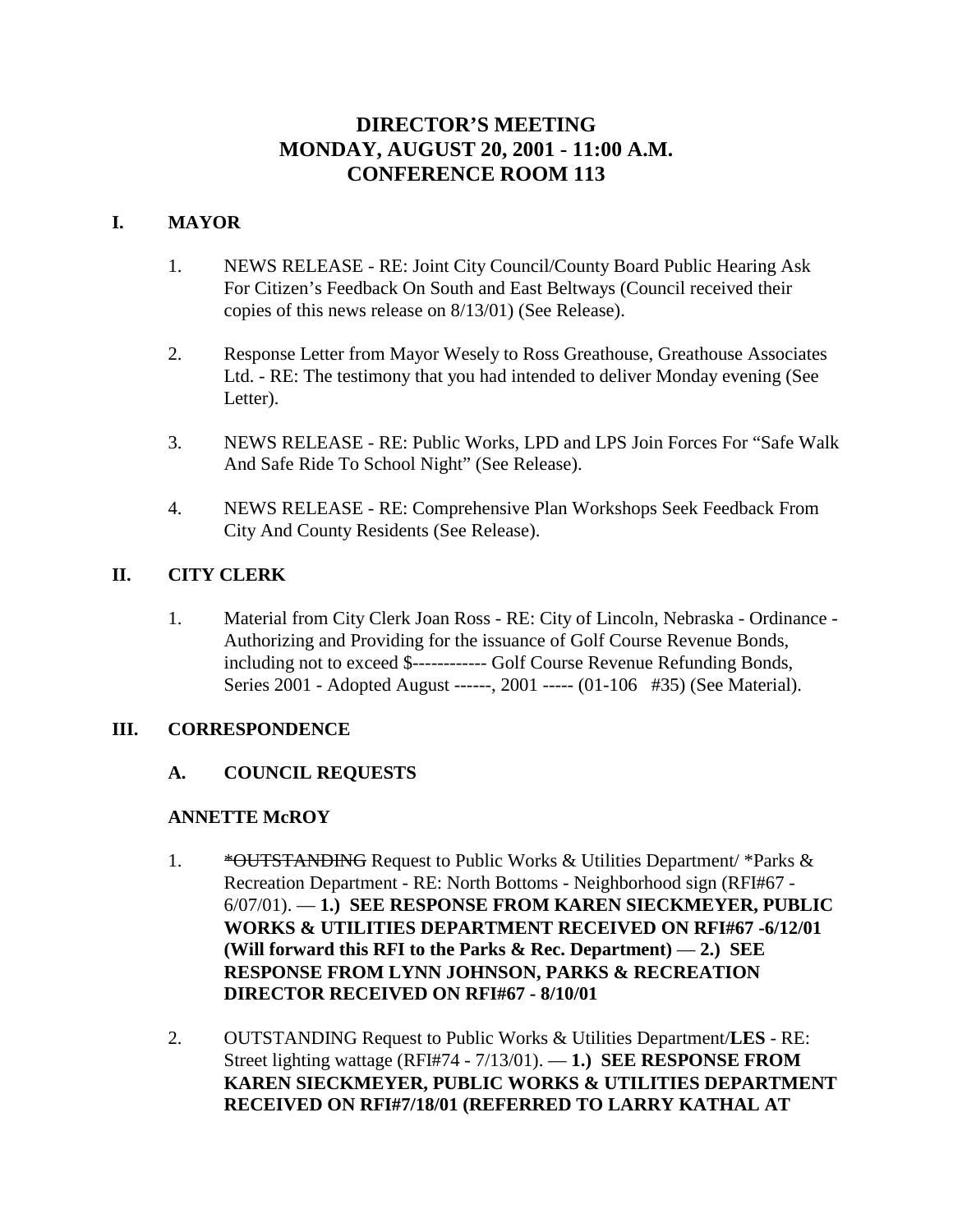# DIRECTOR'S MEETING
# MONDAY, AUGUST 20, 2001 - 11:00 A.M.
# CONFERENCE ROOM 113

## I. MAYOR

1. NEWS RELEASE - RE: Joint City Council/County Board Public Hearing Ask For Citizen's Feedback On South and East Beltways (Council received their copies of this news release on 8/13/01) (See Release).

2. Response Letter from Mayor Wesely to Ross Greathouse, Greathouse Associates Ltd. - RE: The testimony that you had intended to deliver Monday evening (See Letter).

3. NEWS RELEASE - RE: Public Works, LPD and LPS Join Forces For "Safe Walk And Safe Ride To School Night" (See Release).

4. NEWS RELEASE - RE: Comprehensive Plan Workshops Seek Feedback From City And County Residents (See Release).

## II. CITY CLERK

1. Material from City Clerk Joan Ross - RE: City of Lincoln, Nebraska - Ordinance - Authorizing and Providing for the issuance of Golf Course Revenue Bonds, including not to exceed $------------ Golf Course Revenue Refunding Bonds, Series 2001 - Adopted August ------, 2001 ----- (01-106 #35) (See Material).

## III. CORRESPONDENCE

### A. COUNCIL REQUESTS

**ANNETTE McROY**

1. ~~*OUTSTANDING~~ Request to Public Works & Utilities Department/ *Parks & Recreation Department - RE: North Bottoms - Neighborhood sign (RFI#67 - 6/07/01). — **1.) SEE RESPONSE FROM KAREN SIECKMEYER, PUBLIC WORKS & UTILITIES DEPARTMENT RECEIVED ON RFI#67 -6/12/01 (Will forward this RFI to the Parks & Rec. Department)** — **2.) SEE RESPONSE FROM LYNN JOHNSON, PARKS & RECREATION DIRECTOR RECEIVED ON RFI#67 - 8/10/01**

2. OUTSTANDING Request to Public Works & Utilities Department/**LES** - RE: Street lighting wattage (RFI#74 - 7/13/01). — **1.) SEE RESPONSE FROM KAREN SIECKMEYER, PUBLIC WORKS & UTILITIES DEPARTMENT RECEIVED ON RFI#7/18/01 (REFERRED TO LARRY KATHAL AT**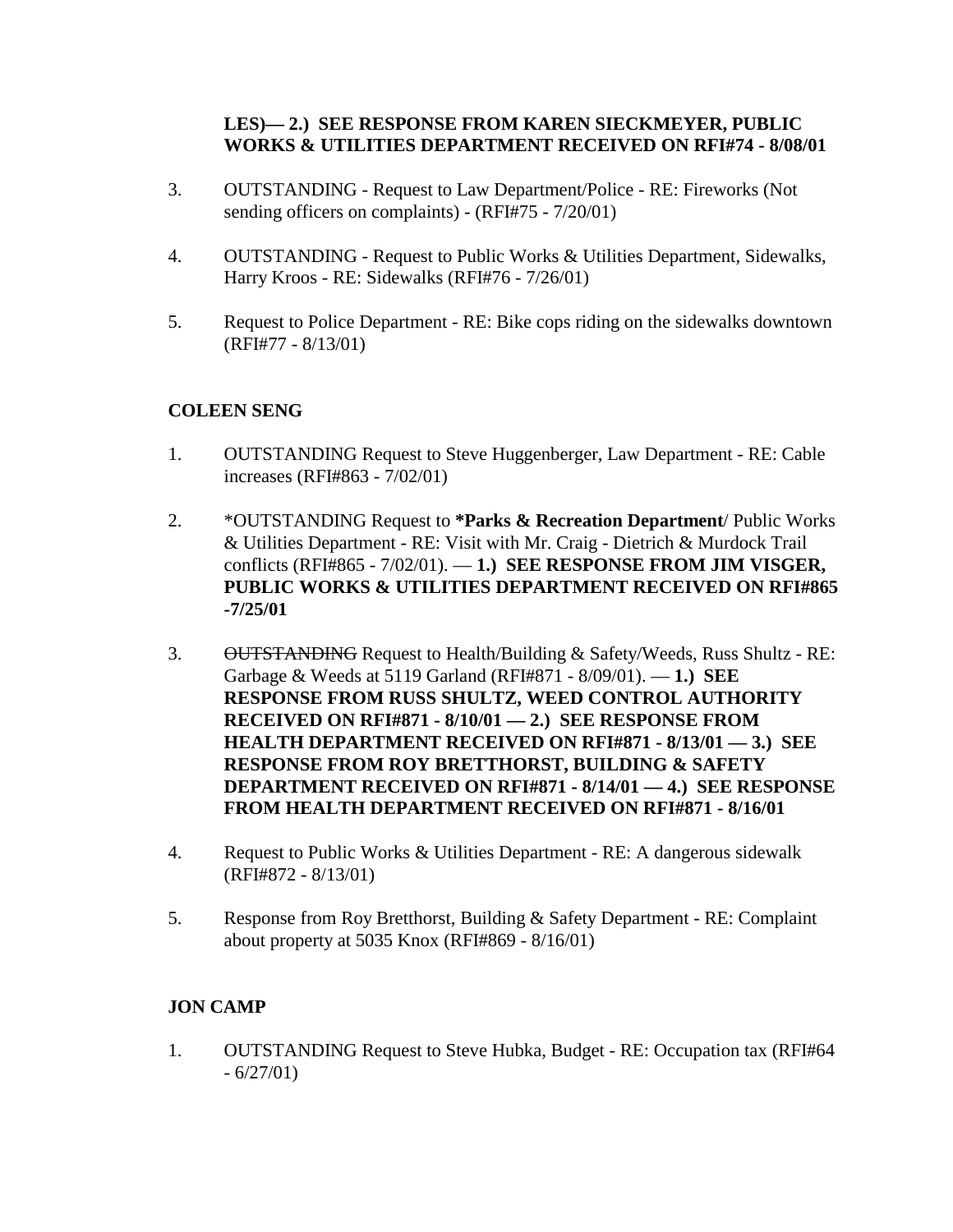**LES)— 2.) SEE RESPONSE FROM KAREN SIECKMEYER, PUBLIC WORKS & UTILITIES DEPARTMENT RECEIVED ON RFI#74 - 8/08/01**

3. OUTSTANDING - Request to Law Department/Police - RE: Fireworks (Not sending officers on complaints) - (RFI#75 - 7/20/01)

4. OUTSTANDING - Request to Public Works & Utilities Department, Sidewalks, Harry Kroos - RE: Sidewalks (RFI#76 - 7/26/01)

5. Request to Police Department - RE: Bike cops riding on the sidewalks downtown (RFI#77 - 8/13/01)

**COLEEN SENG**

1. OUTSTANDING Request to Steve Huggenberger, Law Department - RE: Cable increases (RFI#863 - 7/02/01)

2. *OUTSTANDING Request to ***Parks & Recreation Department**/ Public Works & Utilities Department - RE: Visit with Mr. Craig - Dietrich & Murdock Trail conflicts (RFI#865 - 7/02/01). — **1.) SEE RESPONSE FROM JIM VISGER, PUBLIC WORKS & UTILITIES DEPARTMENT RECEIVED ON RFI#865 -7/25/01**

3. ~~OUTSTANDING~~ Request to Health/Building & Safety/Weeds, Russ Shultz - RE: Garbage & Weeds at 5119 Garland (RFI#871 - 8/09/01). — **1.) SEE RESPONSE FROM RUSS SHULTZ, WEED CONTROL AUTHORITY RECEIVED ON RFI#871 - 8/10/01 — 2.) SEE RESPONSE FROM HEALTH DEPARTMENT RECEIVED ON RFI#871 - 8/13/01 — 3.) SEE RESPONSE FROM ROY BRETTHORST, BUILDING & SAFETY DEPARTMENT RECEIVED ON RFI#871 - 8/14/01 — 4.) SEE RESPONSE FROM HEALTH DEPARTMENT RECEIVED ON RFI#871 - 8/16/01**

4. Request to Public Works & Utilities Department - RE: A dangerous sidewalk (RFI#872 - 8/13/01)

5. Response from Roy Bretthorst, Building & Safety Department - RE: Complaint about property at 5035 Knox (RFI#869 - 8/16/01)

**JON CAMP**

1. OUTSTANDING Request to Steve Hubka, Budget - RE: Occupation tax (RFI#64 - 6/27/01)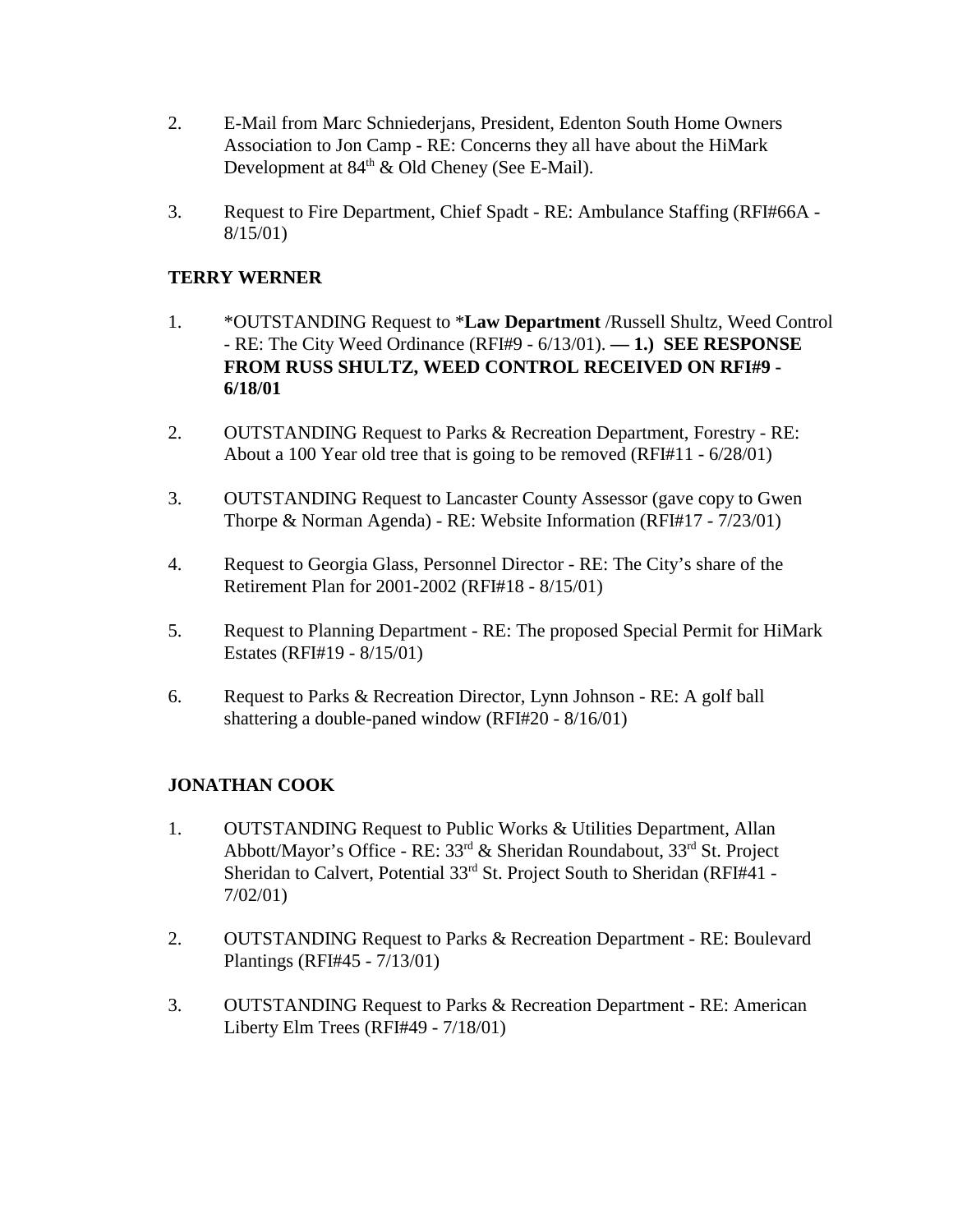2. E-Mail from Marc Schniederjans, President, Edenton South Home Owners Association to Jon Camp - RE: Concerns they all have about the HiMark Development at 84th & Old Cheney (See E-Mail).

3. Request to Fire Department, Chief Spadt - RE: Ambulance Staffing (RFI#66A - 8/15/01)

**TERRY WERNER**

1. *OUTSTANDING Request to ***Law Department** /Russell Shultz, Weed Control - RE: The City Weed Ordinance (RFI#9 - 6/13/01). **— 1.) SEE RESPONSE FROM RUSS SHULTZ, WEED CONTROL RECEIVED ON RFI#9 - 6/18/01**

2. OUTSTANDING Request to Parks & Recreation Department, Forestry - RE: About a 100 Year old tree that is going to be removed (RFI#11 - 6/28/01)

3. OUTSTANDING Request to Lancaster County Assessor (gave copy to Gwen Thorpe & Norman Agenda) - RE: Website Information (RFI#17 - 7/23/01)

4. Request to Georgia Glass, Personnel Director - RE: The City's share of the Retirement Plan for 2001-2002 (RFI#18 - 8/15/01)

5. Request to Planning Department - RE: The proposed Special Permit for HiMark Estates (RFI#19 - 8/15/01)

6. Request to Parks & Recreation Director, Lynn Johnson - RE: A golf ball shattering a double-paned window (RFI#20 - 8/16/01)

**JONATHAN COOK**

1. OUTSTANDING Request to Public Works & Utilities Department, Allan Abbott/Mayor's Office - RE: 33rd & Sheridan Roundabout, 33rd St. Project Sheridan to Calvert, Potential 33rd St. Project South to Sheridan (RFI#41 - 7/02/01)

2. OUTSTANDING Request to Parks & Recreation Department - RE: Boulevard Plantings (RFI#45 - 7/13/01)

3. OUTSTANDING Request to Parks & Recreation Department - RE: American Liberty Elm Trees (RFI#49 - 7/18/01)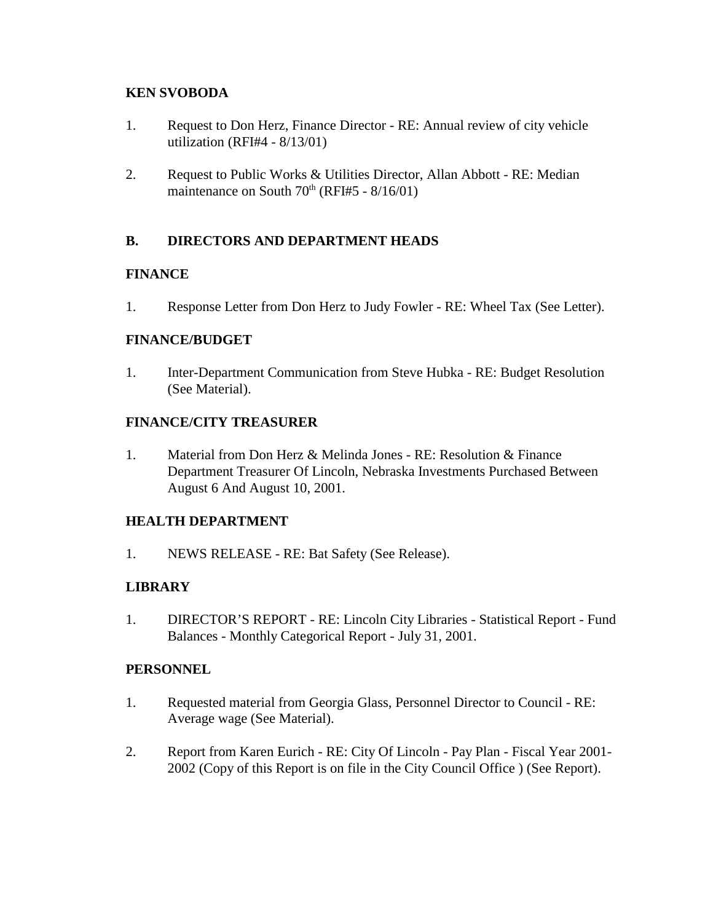**KEN SVOBODA**

1. Request to Don Herz, Finance Director - RE: Annual review of city vehicle utilization (RFI#4 - 8/13/01)

2. Request to Public Works & Utilities Director, Allan Abbott - RE: Median maintenance on South 70th (RFI#5 - 8/16/01)

## B. DIRECTORS AND DEPARTMENT HEADS

**FINANCE**

1. Response Letter from Don Herz to Judy Fowler - RE: Wheel Tax (See Letter).

**FINANCE/BUDGET**

1. Inter-Department Communication from Steve Hubka - RE: Budget Resolution (See Material).

**FINANCE/CITY TREASURER**

1. Material from Don Herz & Melinda Jones - RE: Resolution & Finance Department Treasurer Of Lincoln, Nebraska Investments Purchased Between August 6 And August 10, 2001.

**HEALTH DEPARTMENT**

1. NEWS RELEASE - RE: Bat Safety (See Release).

**LIBRARY**

1. DIRECTOR'S REPORT - RE: Lincoln City Libraries - Statistical Report - Fund Balances - Monthly Categorical Report - July 31, 2001.

**PERSONNEL**

1. Requested material from Georgia Glass, Personnel Director to Council - RE: Average wage (See Material).

2. Report from Karen Eurich - RE: City Of Lincoln - Pay Plan - Fiscal Year 2001-2002 (Copy of this Report is on file in the City Council Office ) (See Report).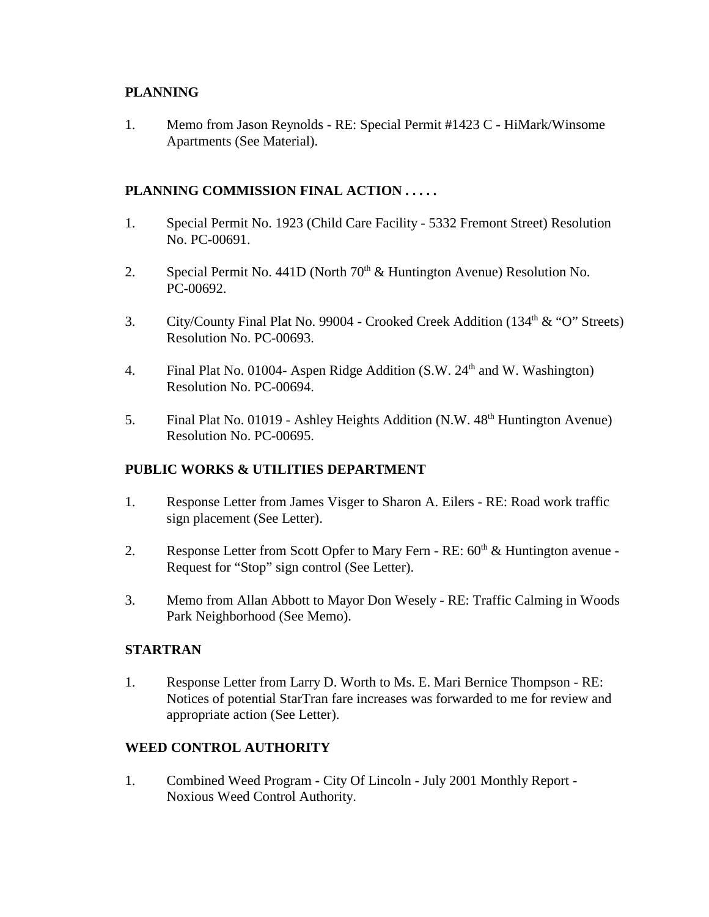**PLANNING**

1. Memo from Jason Reynolds - RE: Special Permit #1423 C - HiMark/Winsome Apartments (See Material).

**PLANNING COMMISSION FINAL ACTION . . . . .**

1. Special Permit No. 1923 (Child Care Facility - 5332 Fremont Street) Resolution No. PC-00691.
2. Special Permit No. 441D (North 70th & Huntington Avenue) Resolution No. PC-00692.
3. City/County Final Plat No. 99004 - Crooked Creek Addition (134th & "O" Streets) Resolution No. PC-00693.
4. Final Plat No. 01004- Aspen Ridge Addition (S.W. 24th and W. Washington) Resolution No. PC-00694.
5. Final Plat No. 01019 - Ashley Heights Addition (N.W. 48th Huntington Avenue) Resolution No. PC-00695.

**PUBLIC WORKS & UTILITIES DEPARTMENT**

1. Response Letter from James Visger to Sharon A. Eilers - RE: Road work traffic sign placement (See Letter).
2. Response Letter from Scott Opfer to Mary Fern - RE: 60th & Huntington avenue - Request for "Stop" sign control (See Letter).
3. Memo from Allan Abbott to Mayor Don Wesely - RE: Traffic Calming in Woods Park Neighborhood (See Memo).

**STARTRAN**

1. Response Letter from Larry D. Worth to Ms. E. Mari Bernice Thompson - RE: Notices of potential StarTran fare increases was forwarded to me for review and appropriate action (See Letter).

**WEED CONTROL AUTHORITY**

1. Combined Weed Program - City Of Lincoln - July 2001 Monthly Report - Noxious Weed Control Authority.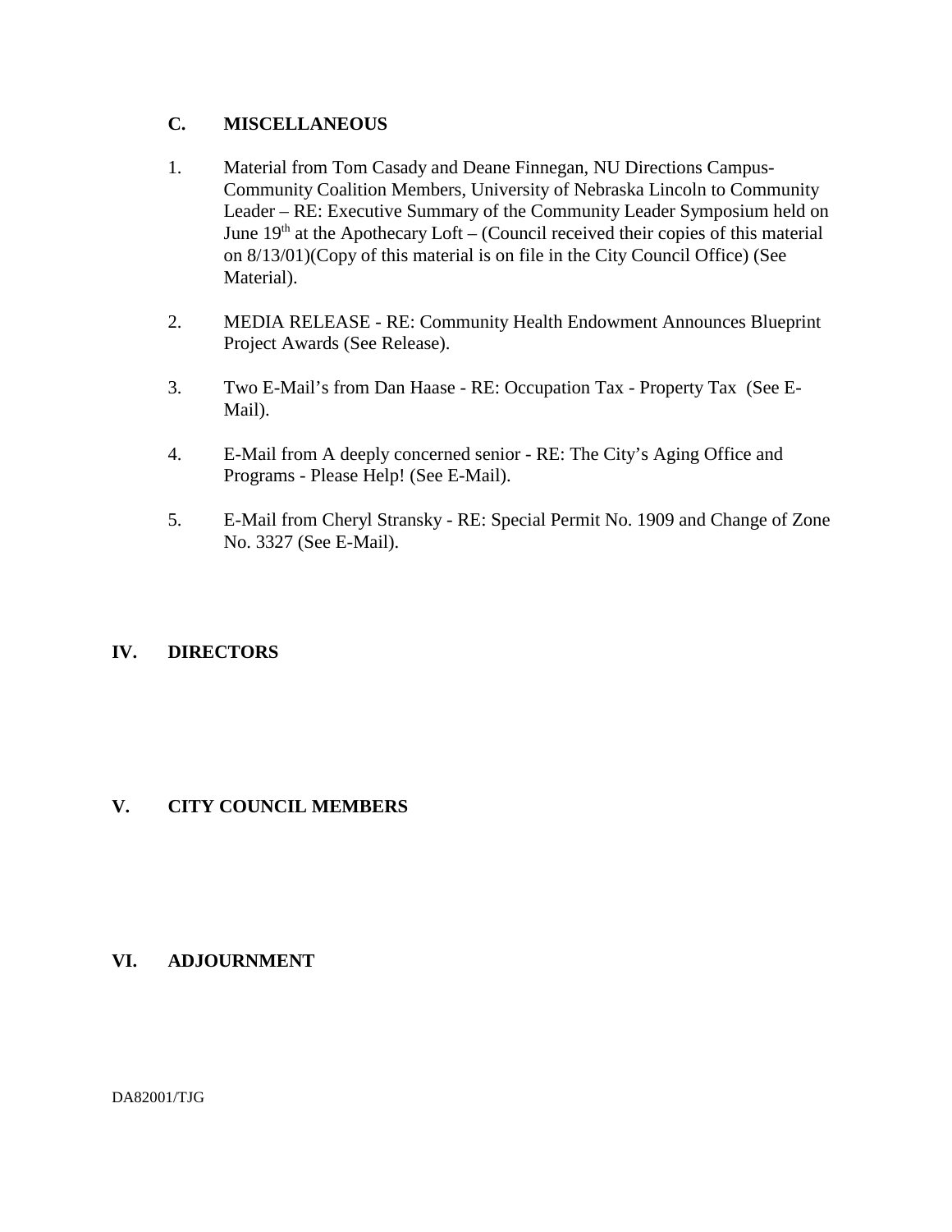### C. MISCELLANEOUS

1. Material from Tom Casady and Deane Finnegan, NU Directions Campus-Community Coalition Members, University of Nebraska Lincoln to Community Leader – RE: Executive Summary of the Community Leader Symposium held on June 19th at the Apothecary Loft – (Council received their copies of this material on 8/13/01)(Copy of this material is on file in the City Council Office) (See Material).

2. MEDIA RELEASE - RE: Community Health Endowment Announces Blueprint Project Awards (See Release).

3. Two E-Mail's from Dan Haase - RE: Occupation Tax - Property Tax (See E-Mail).

4. E-Mail from A deeply concerned senior - RE: The City's Aging Office and Programs - Please Help! (See E-Mail).

5. E-Mail from Cheryl Stransky - RE: Special Permit No. 1909 and Change of Zone No. 3327 (See E-Mail).

## IV. DIRECTORS

## V. CITY COUNCIL MEMBERS

## VI. ADJOURNMENT

DA82001/TJG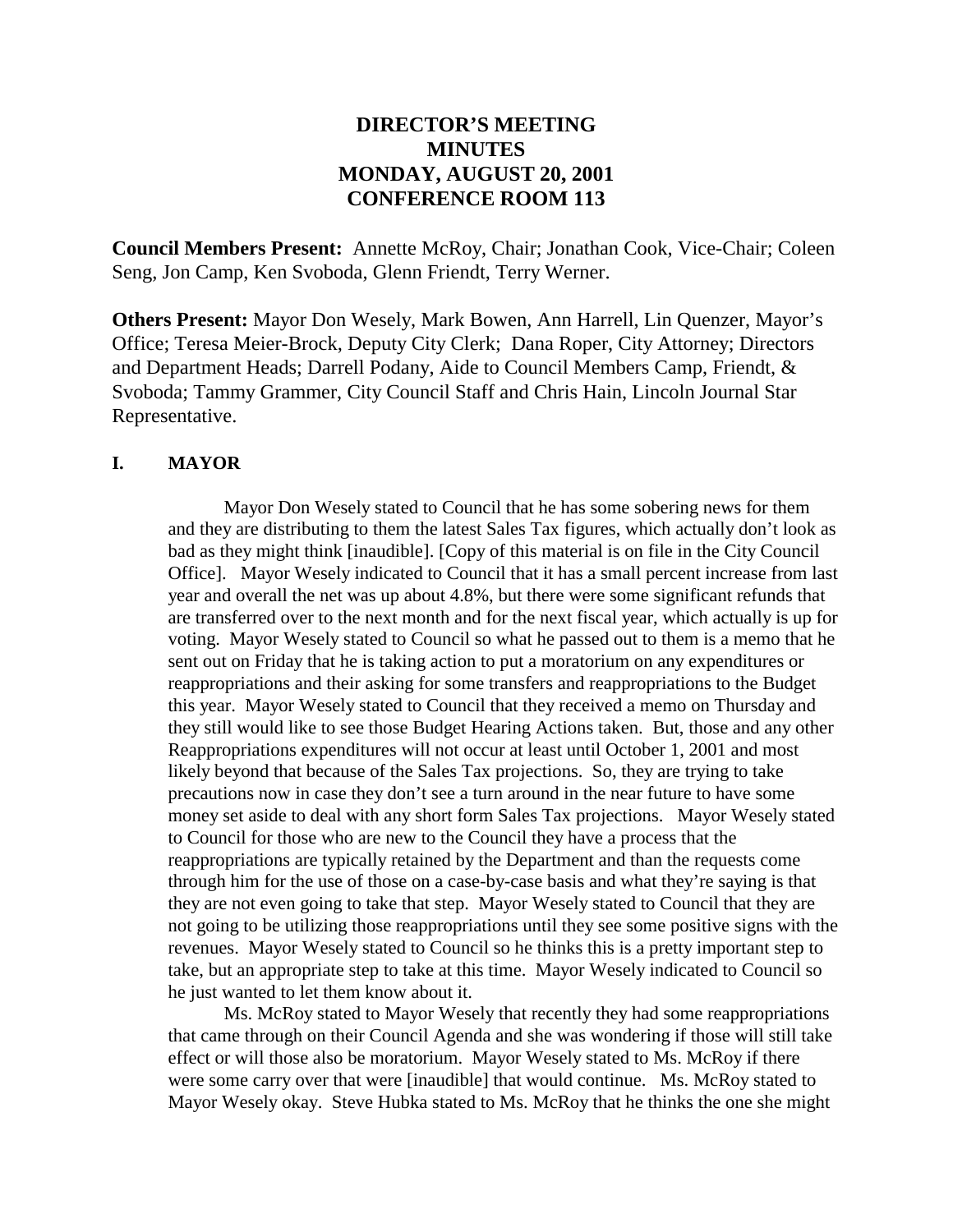# DIRECTOR'S MEETING
# MINUTES
# MONDAY, AUGUST 20, 2001
# CONFERENCE ROOM 113

**Council Members Present:** Annette McRoy, Chair; Jonathan Cook, Vice-Chair; Coleen Seng, Jon Camp, Ken Svoboda, Glenn Friendt, Terry Werner.

**Others Present:** Mayor Don Wesely, Mark Bowen, Ann Harrell, Lin Quenzer, Mayor's Office; Teresa Meier-Brock, Deputy City Clerk; Dana Roper, City Attorney; Directors and Department Heads; Darrell Podany, Aide to Council Members Camp, Friendt, & Svoboda; Tammy Grammer, City Council Staff and Chris Hain, Lincoln Journal Star Representative.

## I. MAYOR

Mayor Don Wesely stated to Council that he has some sobering news for them and they are distributing to them the latest Sales Tax figures, which actually don't look as bad as they might think [inaudible]. [Copy of this material is on file in the City Council Office]. Mayor Wesely indicated to Council that it has a small percent increase from last year and overall the net was up about 4.8%, but there were some significant refunds that are transferred over to the next month and for the next fiscal year, which actually is up for voting. Mayor Wesely stated to Council so what he passed out to them is a memo that he sent out on Friday that he is taking action to put a moratorium on any expenditures or reappropriations and their asking for some transfers and reappropriations to the Budget this year. Mayor Wesely stated to Council that they received a memo on Thursday and they still would like to see those Budget Hearing Actions taken. But, those and any other Reappropriations expenditures will not occur at least until October 1, 2001 and most likely beyond that because of the Sales Tax projections. So, they are trying to take precautions now in case they don't see a turn around in the near future to have some money set aside to deal with any short form Sales Tax projections. Mayor Wesely stated to Council for those who are new to the Council they have a process that the reappropriations are typically retained by the Department and than the requests come through him for the use of those on a case-by-case basis and what they're saying is that they are not even going to take that step. Mayor Wesely stated to Council that they are not going to be utilizing those reappropriations until they see some positive signs with the revenues. Mayor Wesely stated to Council so he thinks this is a pretty important step to take, but an appropriate step to take at this time. Mayor Wesely indicated to Council so he just wanted to let them know about it.

Ms. McRoy stated to Mayor Wesely that recently they had some reappropriations that came through on their Council Agenda and she was wondering if those will still take effect or will those also be moratorium. Mayor Wesely stated to Ms. McRoy if there were some carry over that were [inaudible] that would continue. Ms. McRoy stated to Mayor Wesely okay. Steve Hubka stated to Ms. McRoy that he thinks the one she might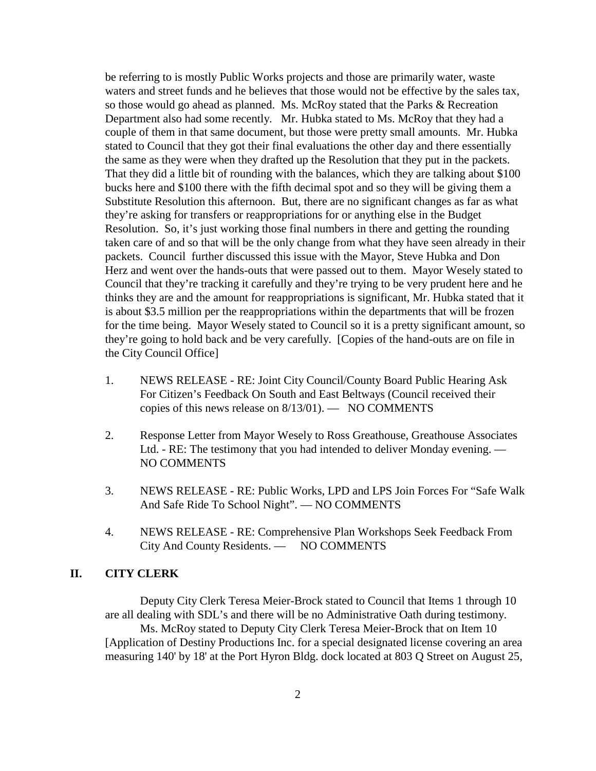be referring to is mostly Public Works projects and those are primarily water, waste waters and street funds and he believes that those would not be effective by the sales tax, so those would go ahead as planned. Ms. McRoy stated that the Parks & Recreation Department also had some recently. Mr. Hubka stated to Ms. McRoy that they had a couple of them in that same document, but those were pretty small amounts. Mr. Hubka stated to Council that they got their final evaluations the other day and there essentially the same as they were when they drafted up the Resolution that they put in the packets. That they did a little bit of rounding with the balances, which they are talking about $100 bucks here and $100 there with the fifth decimal spot and so they will be giving them a Substitute Resolution this afternoon. But, there are no significant changes as far as what they're asking for transfers or reappropriations for or anything else in the Budget Resolution. So, it's just working those final numbers in there and getting the rounding taken care of and so that will be the only change from what they have seen already in their packets. Council further discussed this issue with the Mayor, Steve Hubka and Don Herz and went over the hands-outs that were passed out to them. Mayor Wesely stated to Council that they're tracking it carefully and they're trying to be very prudent here and he thinks they are and the amount for reappropriations is significant, Mr. Hubka stated that it is about $3.5 million per the reappropriations within the departments that will be frozen for the time being. Mayor Wesely stated to Council so it is a pretty significant amount, so they're going to hold back and be very carefully. [Copies of the hand-outs are on file in the City Council Office]

1. NEWS RELEASE - RE: Joint City Council/County Board Public Hearing Ask For Citizen's Feedback On South and East Beltways (Council received their copies of this news release on 8/13/01). — NO COMMENTS

2. Response Letter from Mayor Wesely to Ross Greathouse, Greathouse Associates Ltd. - RE: The testimony that you had intended to deliver Monday evening. — NO COMMENTS

3. NEWS RELEASE - RE: Public Works, LPD and LPS Join Forces For "Safe Walk And Safe Ride To School Night". — NO COMMENTS

4. NEWS RELEASE - RE: Comprehensive Plan Workshops Seek Feedback From City And County Residents. — NO COMMENTS

## II. CITY CLERK

Deputy City Clerk Teresa Meier-Brock stated to Council that Items 1 through 10 are all dealing with SDL's and there will be no Administrative Oath during testimony.

Ms. McRoy stated to Deputy City Clerk Teresa Meier-Brock that on Item 10 [Application of Destiny Productions Inc. for a special designated license covering an area measuring 140' by 18' at the Port Hyron Bldg. dock located at 803 Q Street on August 25,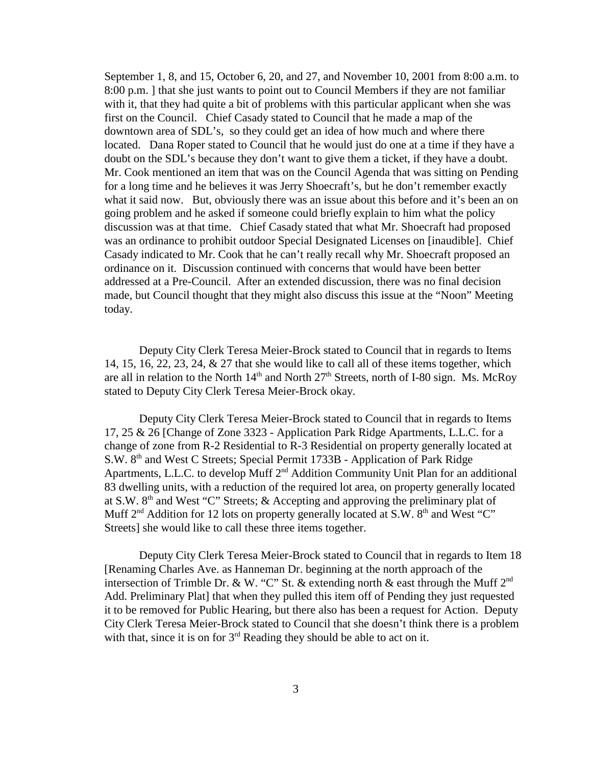September 1, 8, and 15, October 6, 20, and 27, and November 10, 2001 from 8:00 a.m. to 8:00 p.m. ] that she just wants to point out to Council Members if they are not familiar with it, that they had quite a bit of problems with this particular applicant when she was first on the Council. Chief Casady stated to Council that he made a map of the downtown area of SDL's, so they could get an idea of how much and where there located. Dana Roper stated to Council that he would just do one at a time if they have a doubt on the SDL's because they don't want to give them a ticket, if they have a doubt. Mr. Cook mentioned an item that was on the Council Agenda that was sitting on Pending for a long time and he believes it was Jerry Shoecraft's, but he don't remember exactly what it said now. But, obviously there was an issue about this before and it's been an on going problem and he asked if someone could briefly explain to him what the policy discussion was at that time. Chief Casady stated that what Mr. Shoecraft had proposed was an ordinance to prohibit outdoor Special Designated Licenses on [inaudible]. Chief Casady indicated to Mr. Cook that he can't really recall why Mr. Shoecraft proposed an ordinance on it. Discussion continued with concerns that would have been better addressed at a Pre-Council. After an extended discussion, there was no final decision made, but Council thought that they might also discuss this issue at the "Noon" Meeting today.

Deputy City Clerk Teresa Meier-Brock stated to Council that in regards to Items 14, 15, 16, 22, 23, 24, & 27 that she would like to call all of these items together, which are all in relation to the North 14th and North 27th Streets, north of I-80 sign. Ms. McRoy stated to Deputy City Clerk Teresa Meier-Brock okay.

Deputy City Clerk Teresa Meier-Brock stated to Council that in regards to Items 17, 25 & 26 [Change of Zone 3323 - Application Park Ridge Apartments, L.L.C. for a change of zone from R-2 Residential to R-3 Residential on property generally located at S.W. 8th and West C Streets; Special Permit 1733B - Application of Park Ridge Apartments, L.L.C. to develop Muff 2nd Addition Community Unit Plan for an additional 83 dwelling units, with a reduction of the required lot area, on property generally located at S.W. 8th and West "C" Streets; & Accepting and approving the preliminary plat of Muff 2nd Addition for 12 lots on property generally located at S.W. 8th and West "C" Streets] she would like to call these three items together.

Deputy City Clerk Teresa Meier-Brock stated to Council that in regards to Item 18 [Renaming Charles Ave. as Hanneman Dr. beginning at the north approach of the intersection of Trimble Dr. & W. "C" St. & extending north & east through the Muff 2nd Add. Preliminary Plat] that when they pulled this item off of Pending they just requested it to be removed for Public Hearing, but there also has been a request for Action. Deputy City Clerk Teresa Meier-Brock stated to Council that she doesn't think there is a problem with that, since it is on for 3rd Reading they should be able to act on it.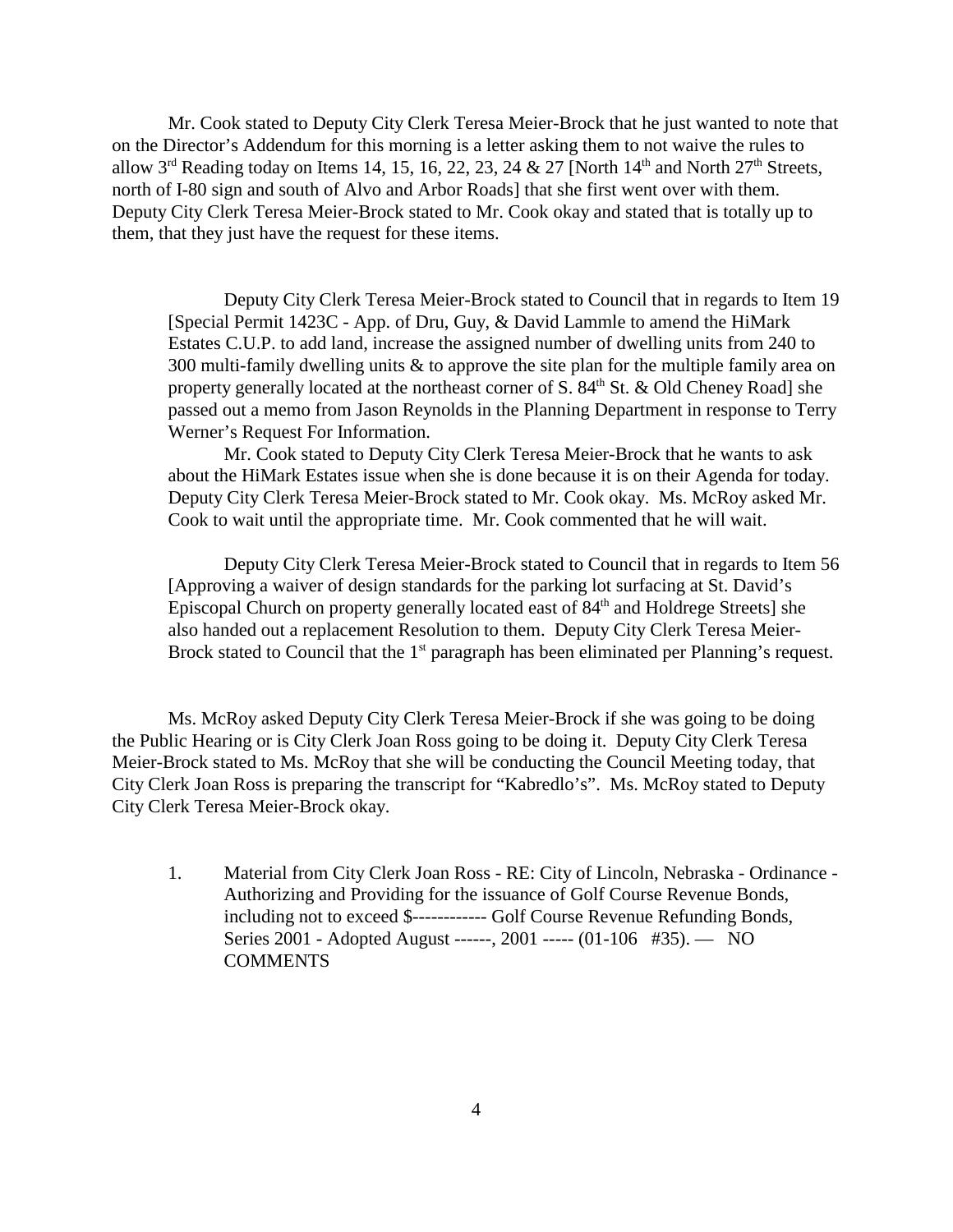Mr. Cook stated to Deputy City Clerk Teresa Meier-Brock that he just wanted to note that on the Director's Addendum for this morning is a letter asking them to not waive the rules to allow 3rd Reading today on Items 14, 15, 16, 22, 23, 24 & 27 [North 14th and North 27th Streets, north of I-80 sign and south of Alvo and Arbor Roads] that she first went over with them. Deputy City Clerk Teresa Meier-Brock stated to Mr. Cook okay and stated that is totally up to them, that they just have the request for these items.

Deputy City Clerk Teresa Meier-Brock stated to Council that in regards to Item 19 [Special Permit 1423C - App. of Dru, Guy, & David Lammle to amend the HiMark Estates C.U.P. to add land, increase the assigned number of dwelling units from 240 to 300 multi-family dwelling units & to approve the site plan for the multiple family area on property generally located at the northeast corner of S. 84th St. & Old Cheney Road] she passed out a memo from Jason Reynolds in the Planning Department in response to Terry Werner's Request For Information.

Mr. Cook stated to Deputy City Clerk Teresa Meier-Brock that he wants to ask about the HiMark Estates issue when she is done because it is on their Agenda for today. Deputy City Clerk Teresa Meier-Brock stated to Mr. Cook okay. Ms. McRoy asked Mr. Cook to wait until the appropriate time. Mr. Cook commented that he will wait.

Deputy City Clerk Teresa Meier-Brock stated to Council that in regards to Item 56 [Approving a waiver of design standards for the parking lot surfacing at St. David's Episcopal Church on property generally located east of 84th and Holdrege Streets] she also handed out a replacement Resolution to them. Deputy City Clerk Teresa Meier-Brock stated to Council that the 1st paragraph has been eliminated per Planning's request.

Ms. McRoy asked Deputy City Clerk Teresa Meier-Brock if she was going to be doing the Public Hearing or is City Clerk Joan Ross going to be doing it. Deputy City Clerk Teresa Meier-Brock stated to Ms. McRoy that she will be conducting the Council Meeting today, that City Clerk Joan Ross is preparing the transcript for "Kabredlo's". Ms. McRoy stated to Deputy City Clerk Teresa Meier-Brock okay.

1. Material from City Clerk Joan Ross - RE: City of Lincoln, Nebraska - Ordinance - Authorizing and Providing for the issuance of Golf Course Revenue Bonds, including not to exceed $------------ Golf Course Revenue Refunding Bonds, Series 2001 - Adopted August ------, 2001 ----- (01-106 #35). — NO COMMENTS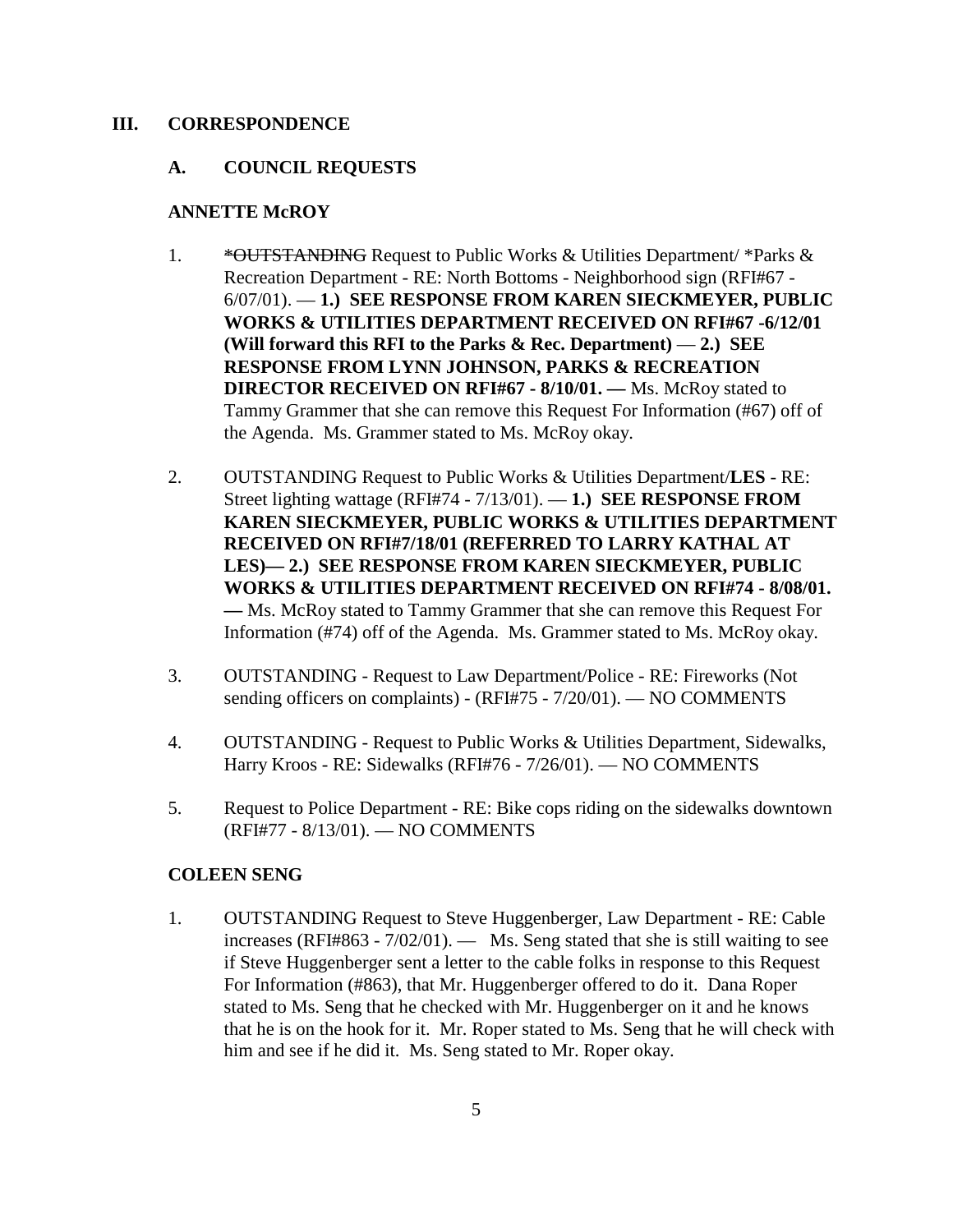## III. CORRESPONDENCE

### A. COUNCIL REQUESTS

**ANNETTE McROY**

1. ~~*OUTSTANDING~~ Request to Public Works & Utilities Department/ *Parks & Recreation Department - RE: North Bottoms - Neighborhood sign (RFI#67 - 6/07/01). — **1.) SEE RESPONSE FROM KAREN SIECKMEYER, PUBLIC WORKS & UTILITIES DEPARTMENT RECEIVED ON RFI#67 -6/12/01 (Will forward this RFI to the Parks & Rec. Department)** — **2.) SEE RESPONSE FROM LYNN JOHNSON, PARKS & RECREATION DIRECTOR RECEIVED ON RFI#67 - 8/10/01. —** Ms. McRoy stated to Tammy Grammer that she can remove this Request For Information (#67) off of the Agenda. Ms. Grammer stated to Ms. McRoy okay.

2. OUTSTANDING Request to Public Works & Utilities Department/**LES** - RE: Street lighting wattage (RFI#74 - 7/13/01). — **1.) SEE RESPONSE FROM KAREN SIECKMEYER, PUBLIC WORKS & UTILITIES DEPARTMENT RECEIVED ON RFI#7/18/01 (REFERRED TO LARRY KATHAL AT LES)— 2.) SEE RESPONSE FROM KAREN SIECKMEYER, PUBLIC WORKS & UTILITIES DEPARTMENT RECEIVED ON RFI#74 - 8/08/01. —** Ms. McRoy stated to Tammy Grammer that she can remove this Request For Information (#74) off of the Agenda. Ms. Grammer stated to Ms. McRoy okay.

3. OUTSTANDING - Request to Law Department/Police - RE: Fireworks (Not sending officers on complaints) - (RFI#75 - 7/20/01). — NO COMMENTS

4. OUTSTANDING - Request to Public Works & Utilities Department, Sidewalks, Harry Kroos - RE: Sidewalks (RFI#76 - 7/26/01). — NO COMMENTS

5. Request to Police Department - RE: Bike cops riding on the sidewalks downtown (RFI#77 - 8/13/01). — NO COMMENTS

**COLEEN SENG**

1. OUTSTANDING Request to Steve Huggenberger, Law Department - RE: Cable increases (RFI#863 - 7/02/01). — Ms. Seng stated that she is still waiting to see if Steve Huggenberger sent a letter to the cable folks in response to this Request For Information (#863), that Mr. Huggenberger offered to do it. Dana Roper stated to Ms. Seng that he checked with Mr. Huggenberger on it and he knows that he is on the hook for it. Mr. Roper stated to Ms. Seng that he will check with him and see if he did it. Ms. Seng stated to Mr. Roper okay.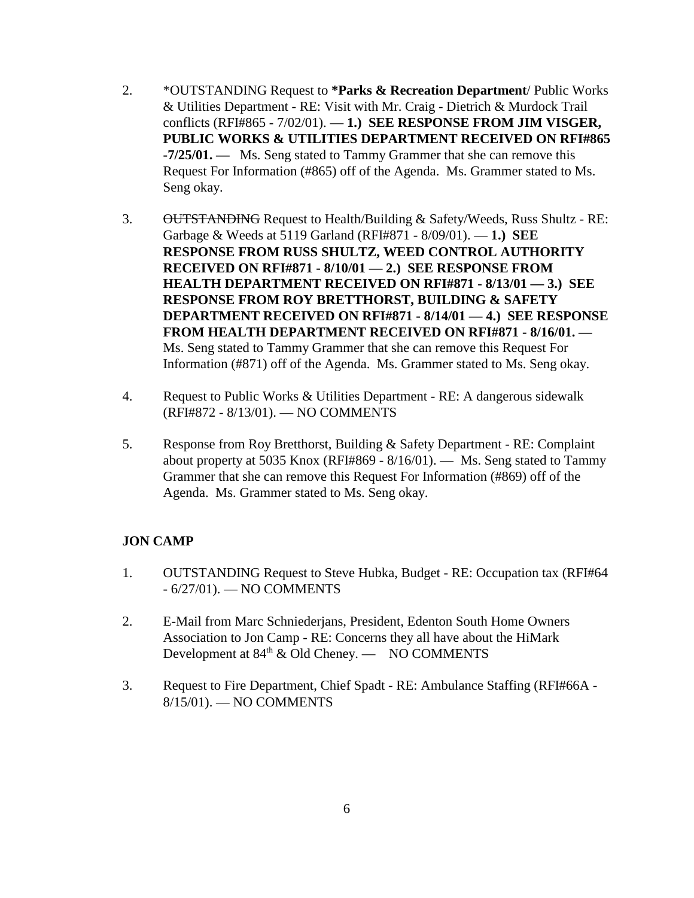2. *OUTSTANDING Request to **\*Parks & Recreation Department**/ Public Works & Utilities Department - RE: Visit with Mr. Craig - Dietrich & Murdock Trail conflicts (RFI#865 - 7/02/01). — **1.) SEE RESPONSE FROM JIM VISGER, PUBLIC WORKS & UTILITIES DEPARTMENT RECEIVED ON RFI#865 -7/25/01. —** Ms. Seng stated to Tammy Grammer that she can remove this Request For Information (#865) off of the Agenda. Ms. Grammer stated to Ms. Seng okay.

3. ~~OUTSTANDING~~ Request to Health/Building & Safety/Weeds, Russ Shultz - RE: Garbage & Weeds at 5119 Garland (RFI#871 - 8/09/01). — **1.) SEE RESPONSE FROM RUSS SHULTZ, WEED CONTROL AUTHORITY RECEIVED ON RFI#871 - 8/10/01 — 2.) SEE RESPONSE FROM HEALTH DEPARTMENT RECEIVED ON RFI#871 - 8/13/01 — 3.) SEE RESPONSE FROM ROY BRETTHORST, BUILDING & SAFETY DEPARTMENT RECEIVED ON RFI#871 - 8/14/01 — 4.) SEE RESPONSE FROM HEALTH DEPARTMENT RECEIVED ON RFI#871 - 8/16/01. —** Ms. Seng stated to Tammy Grammer that she can remove this Request For Information (#871) off of the Agenda. Ms. Grammer stated to Ms. Seng okay.

4. Request to Public Works & Utilities Department - RE: A dangerous sidewalk (RFI#872 - 8/13/01). — NO COMMENTS

5. Response from Roy Bretthorst, Building & Safety Department - RE: Complaint about property at 5035 Knox (RFI#869 - 8/16/01). — Ms. Seng stated to Tammy Grammer that she can remove this Request For Information (#869) off of the Agenda. Ms. Grammer stated to Ms. Seng okay.

**JON CAMP**

1. OUTSTANDING Request to Steve Hubka, Budget - RE: Occupation tax (RFI#64 - 6/27/01). — NO COMMENTS

2. E-Mail from Marc Schniederjans, President, Edenton South Home Owners Association to Jon Camp - RE: Concerns they all have about the HiMark Development at 84th & Old Cheney. — NO COMMENTS

3. Request to Fire Department, Chief Spadt - RE: Ambulance Staffing (RFI#66A - 8/15/01). — NO COMMENTS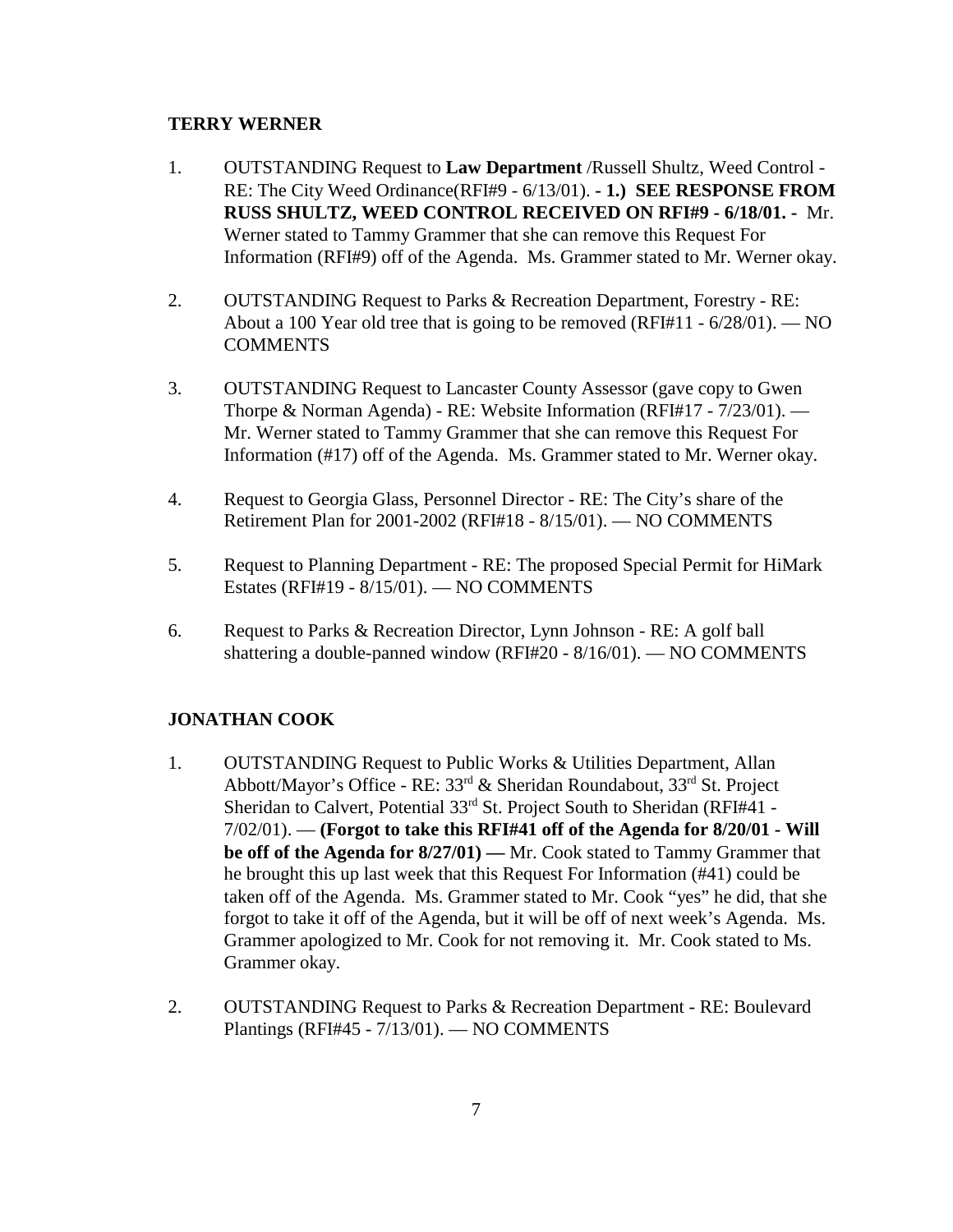**TERRY WERNER**

1. OUTSTANDING Request to **Law Department** /Russell Shultz, Weed Control - RE: The City Weed Ordinance(RFI#9 - 6/13/01). **- 1.) SEE RESPONSE FROM RUSS SHULTZ, WEED CONTROL RECEIVED ON RFI#9 - 6/18/01. -** Mr. Werner stated to Tammy Grammer that she can remove this Request For Information (RFI#9) off of the Agenda. Ms. Grammer stated to Mr. Werner okay.

2. OUTSTANDING Request to Parks & Recreation Department, Forestry - RE: About a 100 Year old tree that is going to be removed (RFI#11 - 6/28/01). — NO COMMENTS

3. OUTSTANDING Request to Lancaster County Assessor (gave copy to Gwen Thorpe & Norman Agenda) - RE: Website Information (RFI#17 - 7/23/01). — Mr. Werner stated to Tammy Grammer that she can remove this Request For Information (#17) off of the Agenda. Ms. Grammer stated to Mr. Werner okay.

4. Request to Georgia Glass, Personnel Director - RE: The City's share of the Retirement Plan for 2001-2002 (RFI#18 - 8/15/01). — NO COMMENTS

5. Request to Planning Department - RE: The proposed Special Permit for HiMark Estates (RFI#19 - 8/15/01). — NO COMMENTS

6. Request to Parks & Recreation Director, Lynn Johnson - RE: A golf ball shattering a double-panned window (RFI#20 - 8/16/01). — NO COMMENTS

**JONATHAN COOK**

1. OUTSTANDING Request to Public Works & Utilities Department, Allan Abbott/Mayor's Office - RE: 33rd & Sheridan Roundabout, 33rd St. Project Sheridan to Calvert, Potential 33rd St. Project South to Sheridan (RFI#41 - 7/02/01). — **(Forgot to take this RFI#41 off of the Agenda for 8/20/01 - Will be off of the Agenda for 8/27/01) —** Mr. Cook stated to Tammy Grammer that he brought this up last week that this Request For Information (#41) could be taken off of the Agenda. Ms. Grammer stated to Mr. Cook "yes" he did, that she forgot to take it off of the Agenda, but it will be off of next week's Agenda. Ms. Grammer apologized to Mr. Cook for not removing it. Mr. Cook stated to Ms. Grammer okay.

2. OUTSTANDING Request to Parks & Recreation Department - RE: Boulevard Plantings (RFI#45 - 7/13/01). — NO COMMENTS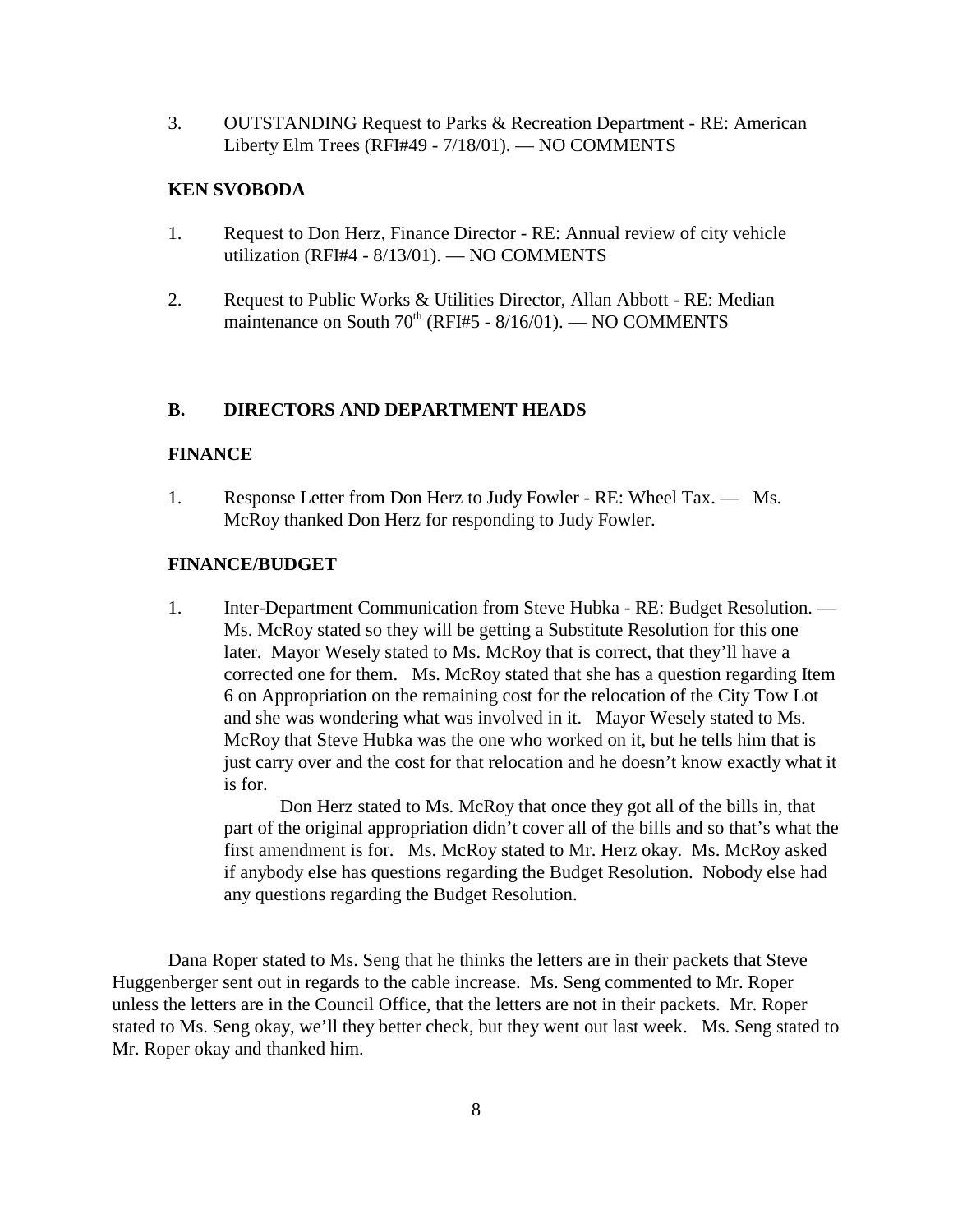3. OUTSTANDING Request to Parks & Recreation Department - RE: American Liberty Elm Trees (RFI#49 - 7/18/01). — NO COMMENTS

**KEN SVOBODA**

1. Request to Don Herz, Finance Director - RE: Annual review of city vehicle utilization (RFI#4 - 8/13/01). — NO COMMENTS

2. Request to Public Works & Utilities Director, Allan Abbott - RE: Median maintenance on South 70th (RFI#5 - 8/16/01). — NO COMMENTS

**B. DIRECTORS AND DEPARTMENT HEADS**

**FINANCE**

1. Response Letter from Don Herz to Judy Fowler - RE: Wheel Tax. — Ms. McRoy thanked Don Herz for responding to Judy Fowler.

**FINANCE/BUDGET**

1. Inter-Department Communication from Steve Hubka - RE: Budget Resolution. — Ms. McRoy stated so they will be getting a Substitute Resolution for this one later. Mayor Wesely stated to Ms. McRoy that is correct, that they'll have a corrected one for them. Ms. McRoy stated that she has a question regarding Item 6 on Appropriation on the remaining cost for the relocation of the City Tow Lot and she was wondering what was involved in it. Mayor Wesely stated to Ms. McRoy that Steve Hubka was the one who worked on it, but he tells him that is just carry over and the cost for that relocation and he doesn't know exactly what it is for.

   Don Herz stated to Ms. McRoy that once they got all of the bills in, that part of the original appropriation didn't cover all of the bills and so that's what the first amendment is for. Ms. McRoy stated to Mr. Herz okay. Ms. McRoy asked if anybody else has questions regarding the Budget Resolution. Nobody else had any questions regarding the Budget Resolution.

Dana Roper stated to Ms. Seng that he thinks the letters are in their packets that Steve Huggenberger sent out in regards to the cable increase. Ms. Seng commented to Mr. Roper unless the letters are in the Council Office, that the letters are not in their packets. Mr. Roper stated to Ms. Seng okay, we'll they better check, but they went out last week. Ms. Seng stated to Mr. Roper okay and thanked him.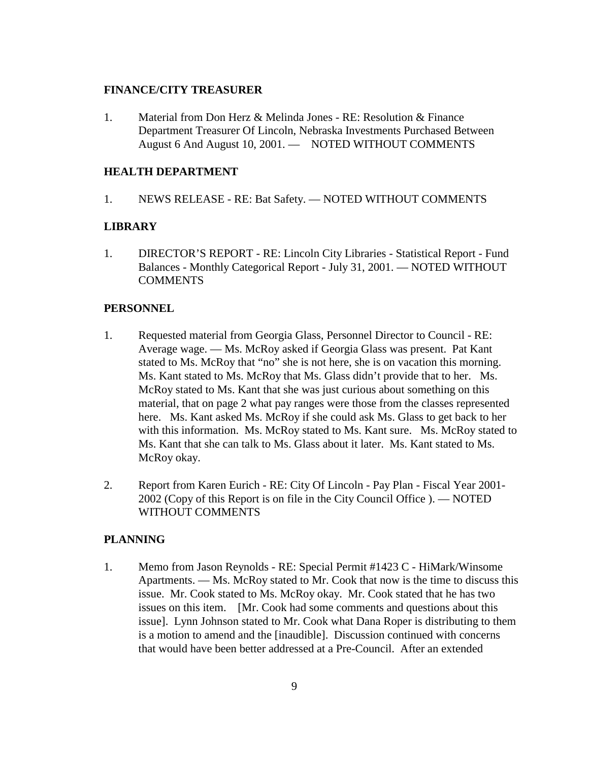**FINANCE/CITY TREASURER**

1. Material from Don Herz & Melinda Jones - RE: Resolution & Finance Department Treasurer Of Lincoln, Nebraska Investments Purchased Between August 6 And August 10, 2001. — NOTED WITHOUT COMMENTS

**HEALTH DEPARTMENT**

1. NEWS RELEASE - RE: Bat Safety. — NOTED WITHOUT COMMENTS

**LIBRARY**

1. DIRECTOR'S REPORT - RE: Lincoln City Libraries - Statistical Report - Fund Balances - Monthly Categorical Report - July 31, 2001. — NOTED WITHOUT COMMENTS

**PERSONNEL**

1. Requested material from Georgia Glass, Personnel Director to Council - RE: Average wage. — Ms. McRoy asked if Georgia Glass was present. Pat Kant stated to Ms. McRoy that "no" she is not here, she is on vacation this morning. Ms. Kant stated to Ms. McRoy that Ms. Glass didn't provide that to her. Ms. McRoy stated to Ms. Kant that she was just curious about something on this material, that on page 2 what pay ranges were those from the classes represented here. Ms. Kant asked Ms. McRoy if she could ask Ms. Glass to get back to her with this information. Ms. McRoy stated to Ms. Kant sure. Ms. McRoy stated to Ms. Kant that she can talk to Ms. Glass about it later. Ms. Kant stated to Ms. McRoy okay.

2. Report from Karen Eurich - RE: City Of Lincoln - Pay Plan - Fiscal Year 2001-2002 (Copy of this Report is on file in the City Council Office ). — NOTED WITHOUT COMMENTS

**PLANNING**

1. Memo from Jason Reynolds - RE: Special Permit #1423 C - HiMark/Winsome Apartments. — Ms. McRoy stated to Mr. Cook that now is the time to discuss this issue. Mr. Cook stated to Ms. McRoy okay. Mr. Cook stated that he has two issues on this item. [Mr. Cook had some comments and questions about this issue]. Lynn Johnson stated to Mr. Cook what Dana Roper is distributing to them is a motion to amend and the [inaudible]. Discussion continued with concerns that would have been better addressed at a Pre-Council. After an extended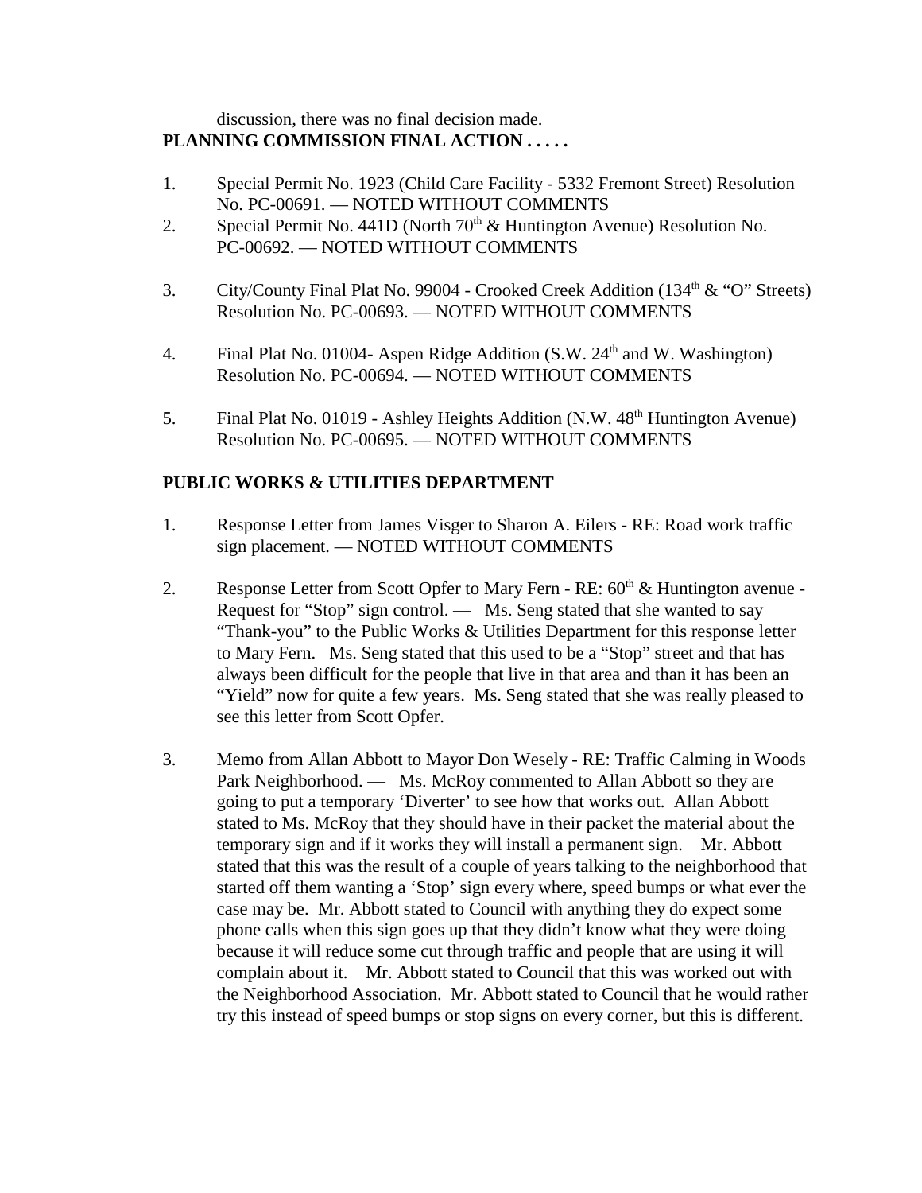discussion, there was no final decision made.

**PLANNING COMMISSION FINAL ACTION . . . . .**

1. Special Permit No. 1923 (Child Care Facility - 5332 Fremont Street) Resolution No. PC-00691. — NOTED WITHOUT COMMENTS
2. Special Permit No. 441D (North 70th & Huntington Avenue) Resolution No. PC-00692. — NOTED WITHOUT COMMENTS
3. City/County Final Plat No. 99004 - Crooked Creek Addition (134th & "O" Streets) Resolution No. PC-00693. — NOTED WITHOUT COMMENTS
4. Final Plat No. 01004- Aspen Ridge Addition (S.W. 24th and W. Washington) Resolution No. PC-00694. — NOTED WITHOUT COMMENTS
5. Final Plat No. 01019 - Ashley Heights Addition (N.W. 48th Huntington Avenue) Resolution No. PC-00695. — NOTED WITHOUT COMMENTS

**PUBLIC WORKS & UTILITIES DEPARTMENT**

1. Response Letter from James Visger to Sharon A. Eilers - RE: Road work traffic sign placement. — NOTED WITHOUT COMMENTS
2. Response Letter from Scott Opfer to Mary Fern - RE: 60th & Huntington avenue - Request for "Stop" sign control. — Ms. Seng stated that she wanted to say "Thank-you" to the Public Works & Utilities Department for this response letter to Mary Fern. Ms. Seng stated that this used to be a "Stop" street and that has always been difficult for the people that live in that area and than it has been an "Yield" now for quite a few years. Ms. Seng stated that she was really pleased to see this letter from Scott Opfer.
3. Memo from Allan Abbott to Mayor Don Wesely - RE: Traffic Calming in Woods Park Neighborhood. — Ms. McRoy commented to Allan Abbott so they are going to put a temporary 'Diverter' to see how that works out. Allan Abbott stated to Ms. McRoy that they should have in their packet the material about the temporary sign and if it works they will install a permanent sign. Mr. Abbott stated that this was the result of a couple of years talking to the neighborhood that started off them wanting a 'Stop' sign every where, speed bumps or what ever the case may be. Mr. Abbott stated to Council with anything they do expect some phone calls when this sign goes up that they didn't know what they were doing because it will reduce some cut through traffic and people that are using it will complain about it. Mr. Abbott stated to Council that this was worked out with the Neighborhood Association. Mr. Abbott stated to Council that he would rather try this instead of speed bumps or stop signs on every corner, but this is different.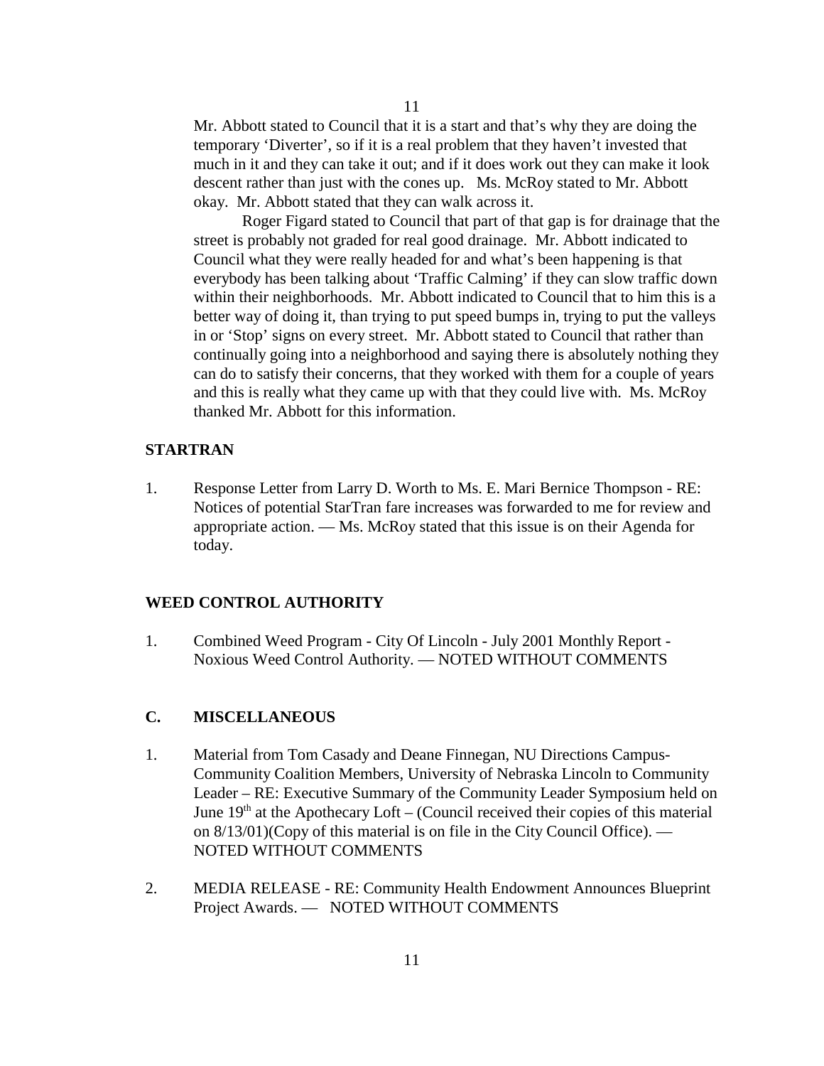Mr. Abbott stated to Council that it is a start and that's why they are doing the temporary 'Diverter', so if it is a real problem that they haven't invested that much in it and they can take it out; and if it does work out they can make it look descent rather than just with the cones up. Ms. McRoy stated to Mr. Abbott okay. Mr. Abbott stated that they can walk across it.

Roger Figard stated to Council that part of that gap is for drainage that the street is probably not graded for real good drainage. Mr. Abbott indicated to Council what they were really headed for and what's been happening is that everybody has been talking about 'Traffic Calming' if they can slow traffic down within their neighborhoods. Mr. Abbott indicated to Council that to him this is a better way of doing it, than trying to put speed bumps in, trying to put the valleys in or 'Stop' signs on every street. Mr. Abbott stated to Council that rather than continually going into a neighborhood and saying there is absolutely nothing they can do to satisfy their concerns, that they worked with them for a couple of years and this is really what they came up with that they could live with. Ms. McRoy thanked Mr. Abbott for this information.

**STARTRAN**

1. Response Letter from Larry D. Worth to Ms. E. Mari Bernice Thompson - RE: Notices of potential StarTran fare increases was forwarded to me for review and appropriate action. — Ms. McRoy stated that this issue is on their Agenda for today.

**WEED CONTROL AUTHORITY**

1. Combined Weed Program - City Of Lincoln - July 2001 Monthly Report - Noxious Weed Control Authority. — NOTED WITHOUT COMMENTS

**C. MISCELLANEOUS**

1. Material from Tom Casady and Deane Finnegan, NU Directions Campus-Community Coalition Members, University of Nebraska Lincoln to Community Leader – RE: Executive Summary of the Community Leader Symposium held on June 19th at the Apothecary Loft – (Council received their copies of this material on 8/13/01)(Copy of this material is on file in the City Council Office). — NOTED WITHOUT COMMENTS

2. MEDIA RELEASE - RE: Community Health Endowment Announces Blueprint Project Awards. — NOTED WITHOUT COMMENTS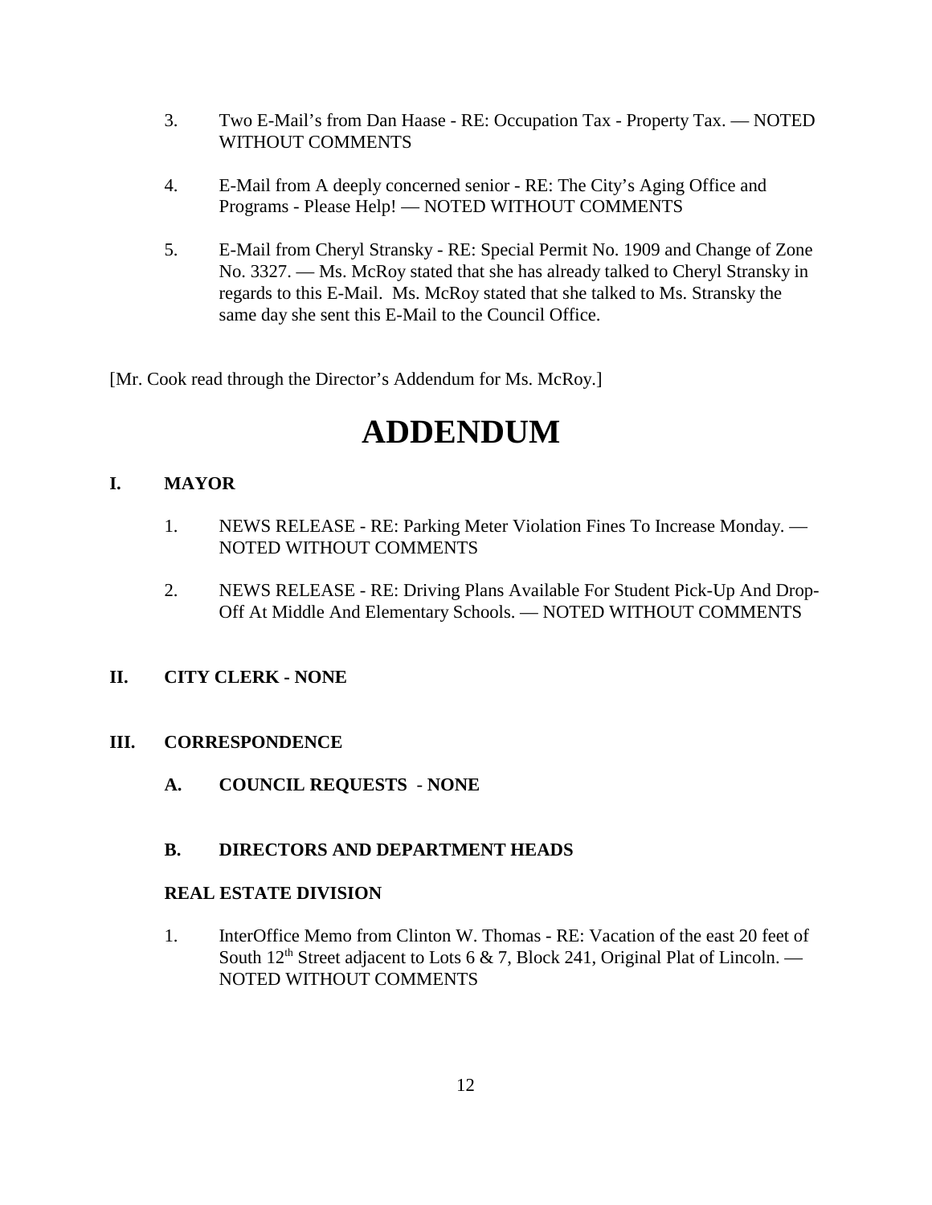3. Two E-Mail's from Dan Haase - RE: Occupation Tax - Property Tax. — NOTED WITHOUT COMMENTS

4. E-Mail from A deeply concerned senior - RE: The City's Aging Office and Programs - Please Help! — NOTED WITHOUT COMMENTS

5. E-Mail from Cheryl Stransky - RE: Special Permit No. 1909 and Change of Zone No. 3327. — Ms. McRoy stated that she has already talked to Cheryl Stransky in regards to this E-Mail. Ms. McRoy stated that she talked to Ms. Stransky the same day she sent this E-Mail to the Council Office.

[Mr. Cook read through the Director's Addendum for Ms. McRoy.]

# ADDENDUM

## I. MAYOR

1. NEWS RELEASE - RE: Parking Meter Violation Fines To Increase Monday. — NOTED WITHOUT COMMENTS

2. NEWS RELEASE - RE: Driving Plans Available For Student Pick-Up And Drop-Off At Middle And Elementary Schools. — NOTED WITHOUT COMMENTS

## II. CITY CLERK - NONE

## III. CORRESPONDENCE

### A. COUNCIL REQUESTS - NONE

### B. DIRECTORS AND DEPARTMENT HEADS

**REAL ESTATE DIVISION**

1. InterOffice Memo from Clinton W. Thomas - RE: Vacation of the east 20 feet of South 12th Street adjacent to Lots 6 & 7, Block 241, Original Plat of Lincoln. — NOTED WITHOUT COMMENTS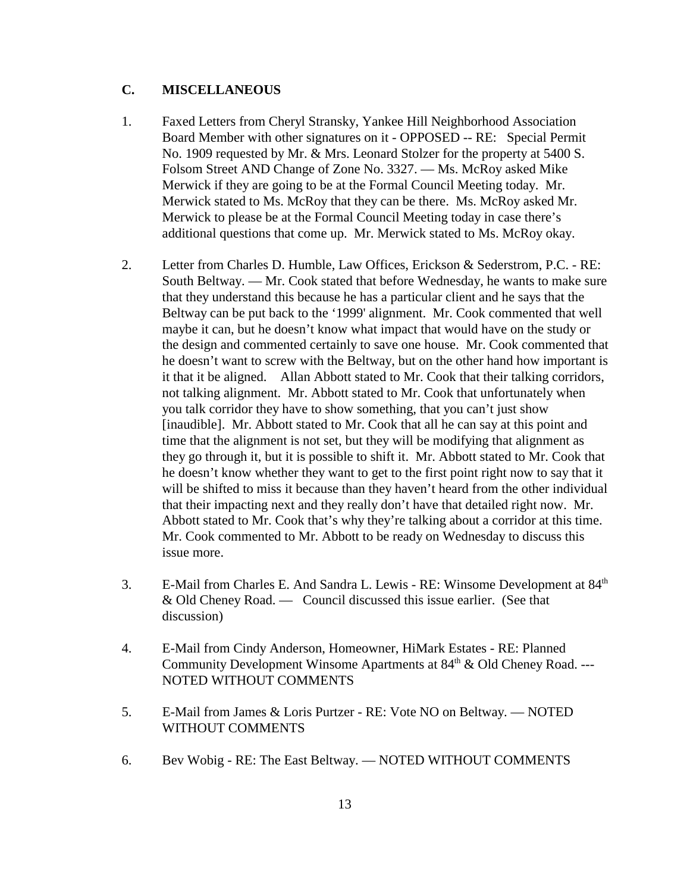## C. MISCELLANEOUS

1. Faxed Letters from Cheryl Stransky, Yankee Hill Neighborhood Association Board Member with other signatures on it - OPPOSED -- RE: Special Permit No. 1909 requested by Mr. & Mrs. Leonard Stolzer for the property at 5400 S. Folsom Street AND Change of Zone No. 3327. — Ms. McRoy asked Mike Merwick if they are going to be at the Formal Council Meeting today. Mr. Merwick stated to Ms. McRoy that they can be there. Ms. McRoy asked Mr. Merwick to please be at the Formal Council Meeting today in case there's additional questions that come up. Mr. Merwick stated to Ms. McRoy okay.

2. Letter from Charles D. Humble, Law Offices, Erickson & Sederstrom, P.C. - RE: South Beltway. — Mr. Cook stated that before Wednesday, he wants to make sure that they understand this because he has a particular client and he says that the Beltway can be put back to the '1999' alignment. Mr. Cook commented that well maybe it can, but he doesn't know what impact that would have on the study or the design and commented certainly to save one house. Mr. Cook commented that he doesn't want to screw with the Beltway, but on the other hand how important is it that it be aligned. Allan Abbott stated to Mr. Cook that their talking corridors, not talking alignment. Mr. Abbott stated to Mr. Cook that unfortunately when you talk corridor they have to show something, that you can't just show [inaudible]. Mr. Abbott stated to Mr. Cook that all he can say at this point and time that the alignment is not set, but they will be modifying that alignment as they go through it, but it is possible to shift it. Mr. Abbott stated to Mr. Cook that he doesn't know whether they want to get to the first point right now to say that it will be shifted to miss it because than they haven't heard from the other individual that their impacting next and they really don't have that detailed right now. Mr. Abbott stated to Mr. Cook that's why they're talking about a corridor at this time. Mr. Cook commented to Mr. Abbott to be ready on Wednesday to discuss this issue more.

3. E-Mail from Charles E. And Sandra L. Lewis - RE: Winsome Development at 84th & Old Cheney Road. — Council discussed this issue earlier. (See that discussion)

4. E-Mail from Cindy Anderson, Homeowner, HiMark Estates - RE: Planned Community Development Winsome Apartments at 84th & Old Cheney Road. --- NOTED WITHOUT COMMENTS

5. E-Mail from James & Loris Purtzer - RE: Vote NO on Beltway. — NOTED WITHOUT COMMENTS

6. Bev Wobig - RE: The East Beltway. — NOTED WITHOUT COMMENTS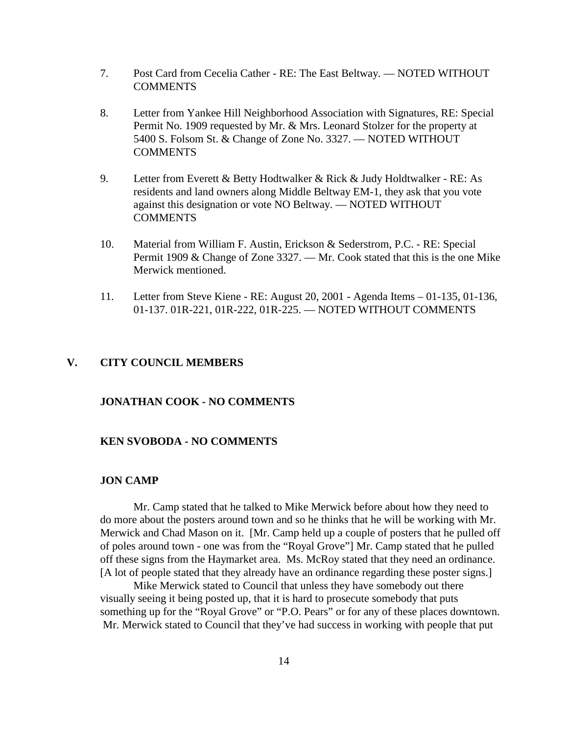7. Post Card from Cecelia Cather - RE: The East Beltway. — NOTED WITHOUT COMMENTS

8. Letter from Yankee Hill Neighborhood Association with Signatures, RE: Special Permit No. 1909 requested by Mr. & Mrs. Leonard Stolzer for the property at 5400 S. Folsom St. & Change of Zone No. 3327. — NOTED WITHOUT COMMENTS

9. Letter from Everett & Betty Hodtwalker & Rick & Judy Holdtwalker - RE: As residents and land owners along Middle Beltway EM-1, they ask that you vote against this designation or vote NO Beltway. — NOTED WITHOUT COMMENTS

10. Material from William F. Austin, Erickson & Sederstrom, P.C. - RE: Special Permit 1909 & Change of Zone 3327. — Mr. Cook stated that this is the one Mike Merwick mentioned.

11. Letter from Steve Kiene - RE: August 20, 2001 - Agenda Items – 01-135, 01-136, 01-137. 01R-221, 01R-222, 01R-225. — NOTED WITHOUT COMMENTS

## V. CITY COUNCIL MEMBERS

### JONATHAN COOK - NO COMMENTS

### KEN SVOBODA - NO COMMENTS

### JON CAMP

Mr. Camp stated that he talked to Mike Merwick before about how they need to do more about the posters around town and so he thinks that he will be working with Mr. Merwick and Chad Mason on it. [Mr. Camp held up a couple of posters that he pulled off of poles around town - one was from the "Royal Grove"] Mr. Camp stated that he pulled off these signs from the Haymarket area. Ms. McRoy stated that they need an ordinance. [A lot of people stated that they already have an ordinance regarding these poster signs.]

Mike Merwick stated to Council that unless they have somebody out there visually seeing it being posted up, that it is hard to prosecute somebody that puts something up for the "Royal Grove" or "P.O. Pears" or for any of these places downtown. Mr. Merwick stated to Council that they've had success in working with people that put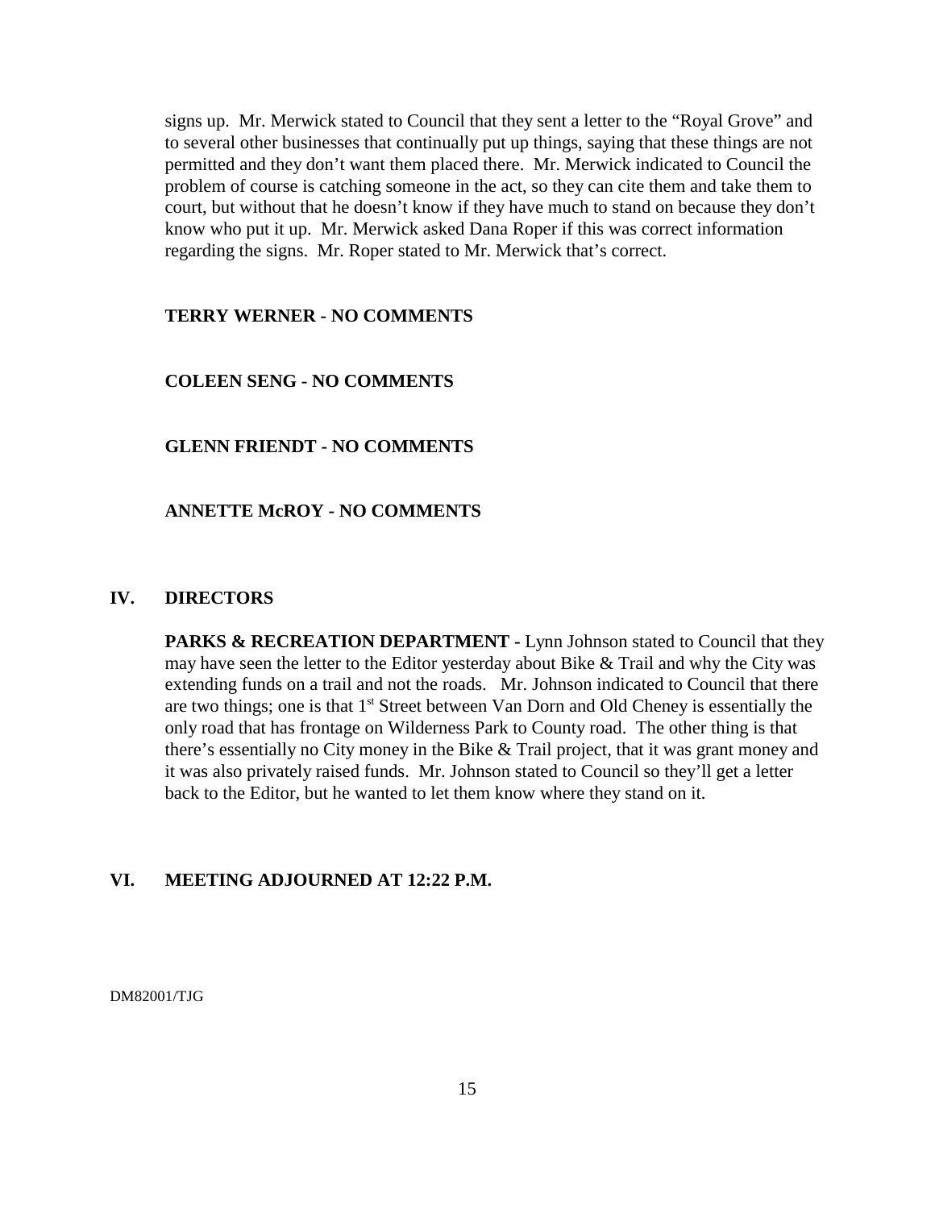signs up. Mr. Merwick stated to Council that they sent a letter to the "Royal Grove" and to several other businesses that continually put up things, saying that these things are not permitted and they don't want them placed there. Mr. Merwick indicated to Council the problem of course is catching someone in the act, so they can cite them and take them to court, but without that he doesn't know if they have much to stand on because they don't know who put it up. Mr. Merwick asked Dana Roper if this was correct information regarding the signs. Mr. Roper stated to Mr. Merwick that's correct.

**TERRY WERNER - NO COMMENTS**

**COLEEN SENG - NO COMMENTS**

**GLENN FRIENDT - NO COMMENTS**

**ANNETTE McROY - NO COMMENTS**

## IV. DIRECTORS

**PARKS & RECREATION DEPARTMENT -** Lynn Johnson stated to Council that they may have seen the letter to the Editor yesterday about Bike & Trail and why the City was extending funds on a trail and not the roads. Mr. Johnson indicated to Council that there are two things; one is that 1st Street between Van Dorn and Old Cheney is essentially the only road that has frontage on Wilderness Park to County road. The other thing is that there's essentially no City money in the Bike & Trail project, that it was grant money and it was also privately raised funds. Mr. Johnson stated to Council so they'll get a letter back to the Editor, but he wanted to let them know where they stand on it.

## VI. MEETING ADJOURNED AT 12:22 P.M.

DM82001/TJG